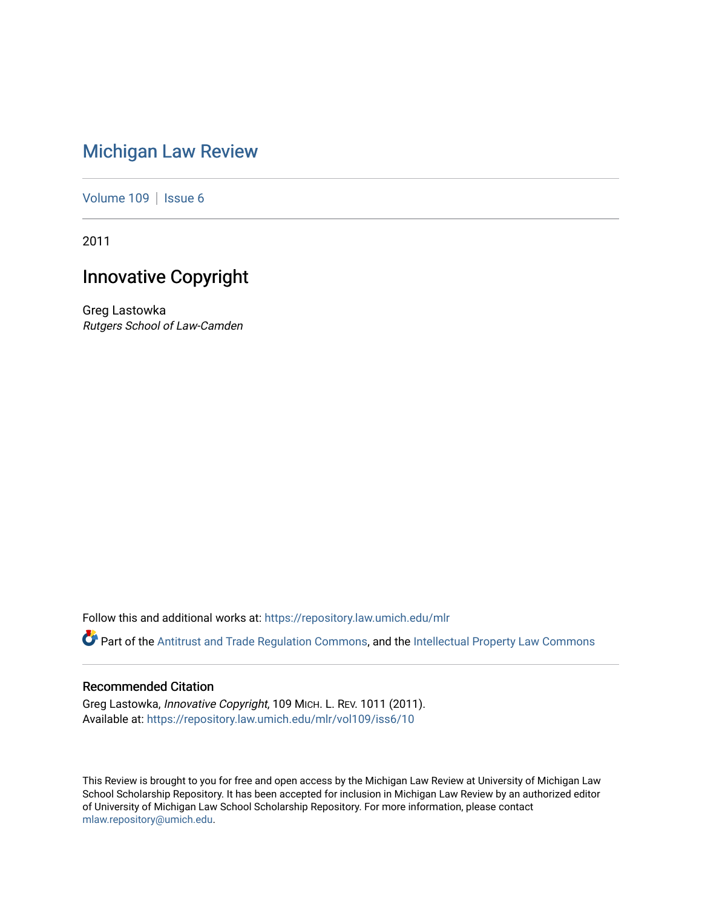# Michigan Law Review

Volume 109 | Issue 6

2011

## Innovative Copyright

Greg Lastowka
*Rutgers School of Law-Camden*

Follow this and additional works at: https://repository.law.umich.edu/mlr

Part of the Antitrust and Trade Regulation Commons, and the Intellectual Property Law Commons

### Recommended Citation

Greg Lastowka, *Innovative Copyright*, 109 MICH. L. REV. 1011 (2011).
Available at: https://repository.law.umich.edu/mlr/vol109/iss6/10

This Review is brought to you for free and open access by the Michigan Law Review at University of Michigan Law School Scholarship Repository. It has been accepted for inclusion in Michigan Law Review by an authorized editor of University of Michigan Law School Scholarship Repository. For more information, please contact mlaw.repository@umich.edu.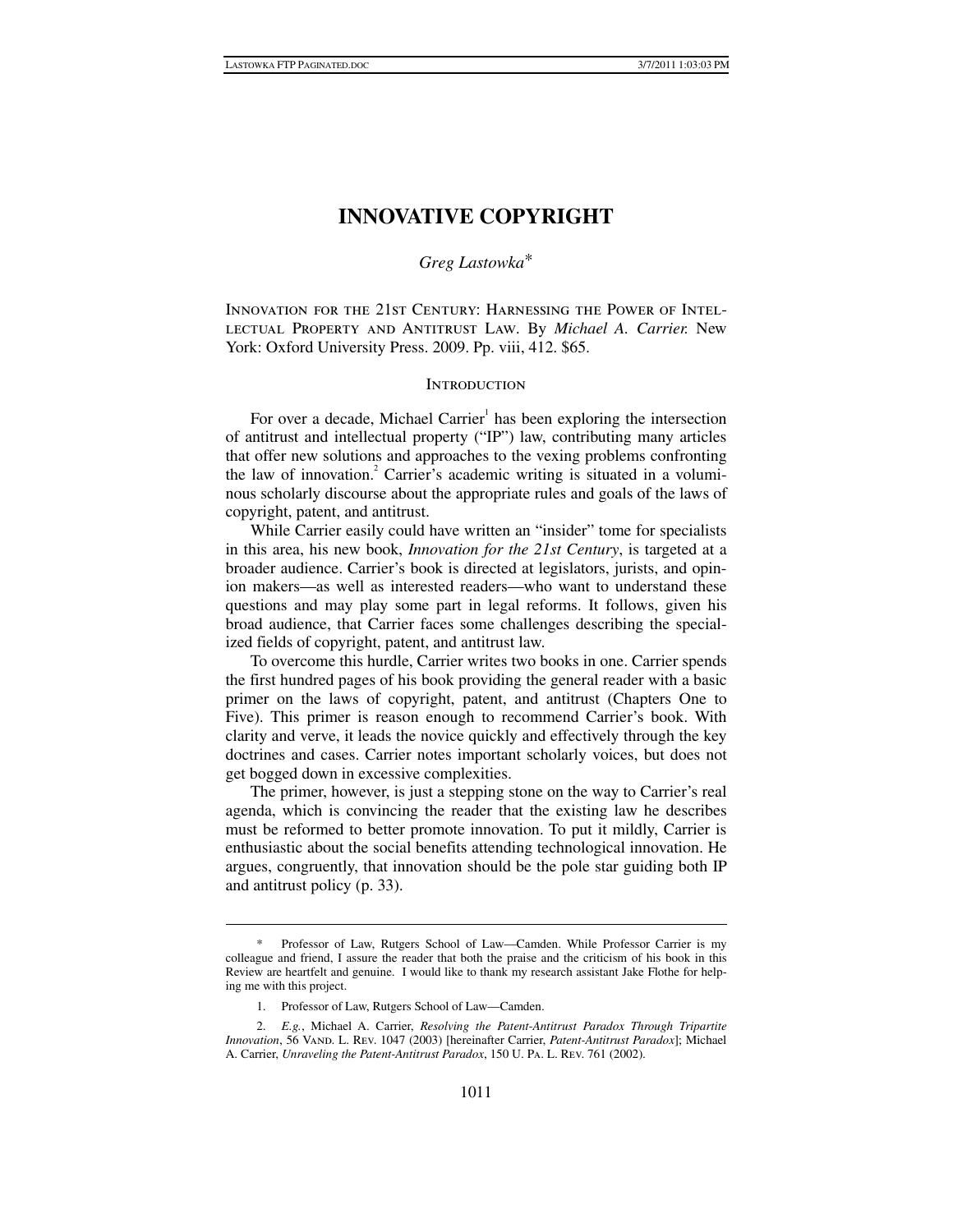# INNOVATIVE COPYRIGHT

*Greg Lastowka\**

Innovation for the 21st Century: Harnessing the Power of Intellectual Property and Antitrust Law. By *Michael A. Carrier.* New York: Oxford University Press. 2009. Pp. viii, 412. $65.

## Introduction

For over a decade, Michael Carrier[1] has been exploring the intersection of antitrust and intellectual property ("IP") law, contributing many articles that offer new solutions and approaches to the vexing problems confronting the law of innovation.[2] Carrier's academic writing is situated in a voluminous scholarly discourse about the appropriate rules and goals of the laws of copyright, patent, and antitrust.

While Carrier easily could have written an "insider" tome for specialists in this area, his new book, *Innovation for the 21st Century*, is targeted at a broader audience. Carrier's book is directed at legislators, jurists, and opinion makers—as well as interested readers—who want to understand these questions and may play some part in legal reforms. It follows, given his broad audience, that Carrier faces some challenges describing the specialized fields of copyright, patent, and antitrust law.

To overcome this hurdle, Carrier writes two books in one. Carrier spends the first hundred pages of his book providing the general reader with a basic primer on the laws of copyright, patent, and antitrust (Chapters One to Five). This primer is reason enough to recommend Carrier's book. With clarity and verve, it leads the novice quickly and effectively through the key doctrines and cases. Carrier notes important scholarly voices, but does not get bogged down in excessive complexities.

The primer, however, is just a stepping stone on the way to Carrier's real agenda, which is convincing the reader that the existing law he describes must be reformed to better promote innovation. To put it mildly, Carrier is enthusiastic about the social benefits attending technological innovation. He argues, congruently, that innovation should be the pole star guiding both IP and antitrust policy (p. 33).

---

\* Professor of Law, Rutgers School of Law—Camden. While Professor Carrier is my colleague and friend, I assure the reader that both the praise and the criticism of his book in this Review are heartfelt and genuine. I would like to thank my research assistant Jake Flothe for helping me with this project.

1. Professor of Law, Rutgers School of Law—Camden.

2. *E.g.*, Michael A. Carrier, *Resolving the Patent-Antitrust Paradox Through Tripartite Innovation*, 56 Vand. L. Rev. 1047 (2003) [hereinafter Carrier, *Patent-Antitrust Paradox*]; Michael A. Carrier, *Unraveling the Patent-Antitrust Paradox*, 150 U. Pa. L. Rev. 761 (2002).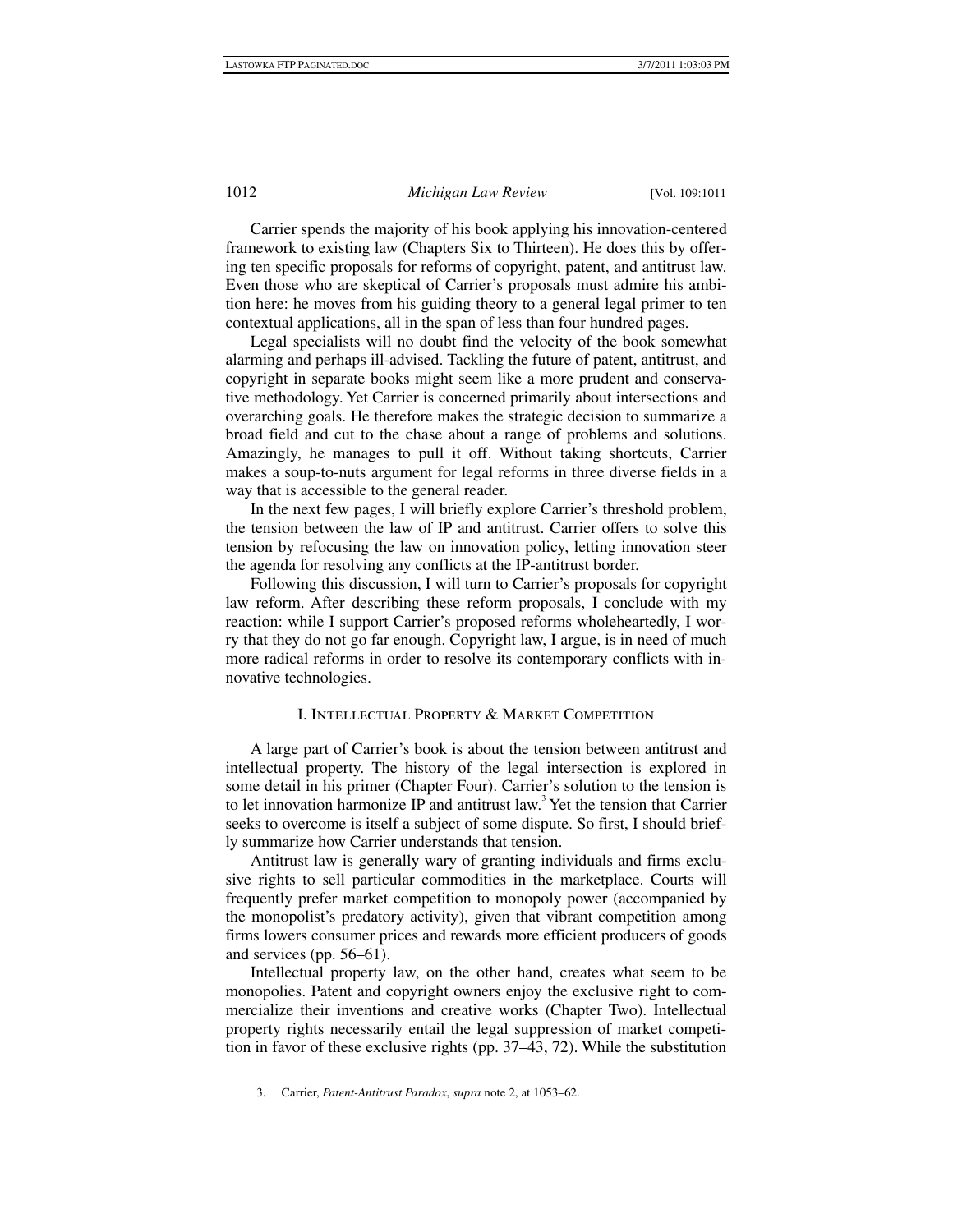Carrier spends the majority of his book applying his innovation-centered framework to existing law (Chapters Six to Thirteen). He does this by offering ten specific proposals for reforms of copyright, patent, and antitrust law. Even those who are skeptical of Carrier's proposals must admire his ambition here: he moves from his guiding theory to a general legal primer to ten contextual applications, all in the span of less than four hundred pages.

Legal specialists will no doubt find the velocity of the book somewhat alarming and perhaps ill-advised. Tackling the future of patent, antitrust, and copyright in separate books might seem like a more prudent and conservative methodology. Yet Carrier is concerned primarily about intersections and overarching goals. He therefore makes the strategic decision to summarize a broad field and cut to the chase about a range of problems and solutions. Amazingly, he manages to pull it off. Without taking shortcuts, Carrier makes a soup-to-nuts argument for legal reforms in three diverse fields in a way that is accessible to the general reader.

In the next few pages, I will briefly explore Carrier's threshold problem, the tension between the law of IP and antitrust. Carrier offers to solve this tension by refocusing the law on innovation policy, letting innovation steer the agenda for resolving any conflicts at the IP-antitrust border.

Following this discussion, I will turn to Carrier's proposals for copyright law reform. After describing these reform proposals, I conclude with my reaction: while I support Carrier's proposed reforms wholeheartedly, I worry that they do not go far enough. Copyright law, I argue, is in need of much more radical reforms in order to resolve its contemporary conflicts with innovative technologies.

## I. Intellectual Property & Market Competition

A large part of Carrier's book is about the tension between antitrust and intellectual property. The history of the legal intersection is explored in some detail in his primer (Chapter Four). Carrier's solution to the tension is to let innovation harmonize IP and antitrust law.[3] Yet the tension that Carrier seeks to overcome is itself a subject of some dispute. So first, I should briefly summarize how Carrier understands that tension.

Antitrust law is generally wary of granting individuals and firms exclusive rights to sell particular commodities in the marketplace. Courts will frequently prefer market competition to monopoly power (accompanied by the monopolist's predatory activity), given that vibrant competition among firms lowers consumer prices and rewards more efficient producers of goods and services (pp. 56–61).

Intellectual property law, on the other hand, creates what seem to be monopolies. Patent and copyright owners enjoy the exclusive right to commercialize their inventions and creative works (Chapter Two). Intellectual property rights necessarily entail the legal suppression of market competition in favor of these exclusive rights (pp. 37–43, 72). While the substitution

3. Carrier, *Patent-Antitrust Paradox*, *supra* note 2, at 1053–62.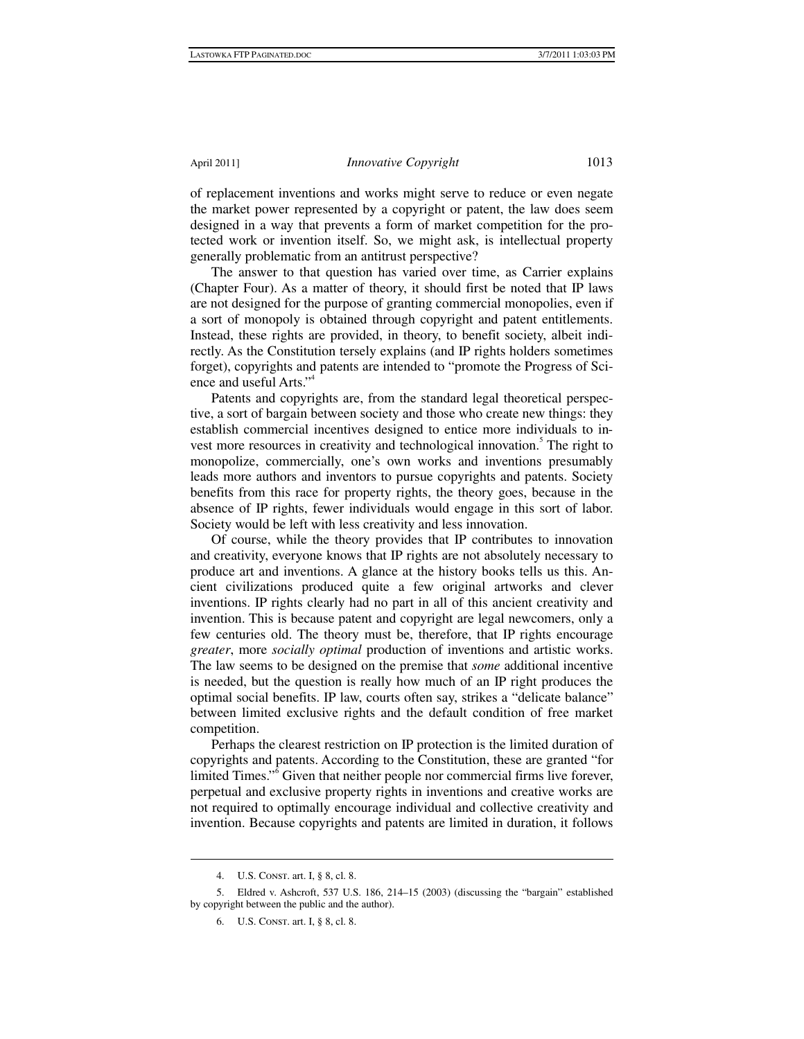of replacement inventions and works might serve to reduce or even negate the market power represented by a copyright or patent, the law does seem designed in a way that prevents a form of market competition for the protected work or invention itself. So, we might ask, is intellectual property generally problematic from an antitrust perspective?

The answer to that question has varied over time, as Carrier explains (Chapter Four). As a matter of theory, it should first be noted that IP laws are not designed for the purpose of granting commercial monopolies, even if a sort of monopoly is obtained through copyright and patent entitlements. Instead, these rights are provided, in theory, to benefit society, albeit indirectly. As the Constitution tersely explains (and IP rights holders sometimes forget), copyrights and patents are intended to "promote the Progress of Science and useful Arts."[4]

Patents and copyrights are, from the standard legal theoretical perspective, a sort of bargain between society and those who create new things: they establish commercial incentives designed to entice more individuals to invest more resources in creativity and technological innovation.[5] The right to monopolize, commercially, one's own works and inventions presumably leads more authors and inventors to pursue copyrights and patents. Society benefits from this race for property rights, the theory goes, because in the absence of IP rights, fewer individuals would engage in this sort of labor. Society would be left with less creativity and less innovation.

Of course, while the theory provides that IP contributes to innovation and creativity, everyone knows that IP rights are not absolutely necessary to produce art and inventions. A glance at the history books tells us this. Ancient civilizations produced quite a few original artworks and clever inventions. IP rights clearly had no part in all of this ancient creativity and invention. This is because patent and copyright are legal newcomers, only a few centuries old. The theory must be, therefore, that IP rights encourage *greater*, more *socially optimal* production of inventions and artistic works. The law seems to be designed on the premise that *some* additional incentive is needed, but the question is really how much of an IP right produces the optimal social benefits. IP law, courts often say, strikes a "delicate balance" between limited exclusive rights and the default condition of free market competition.

Perhaps the clearest restriction on IP protection is the limited duration of copyrights and patents. According to the Constitution, these are granted "for limited Times."[6] Given that neither people nor commercial firms live forever, perpetual and exclusive property rights in inventions and creative works are not required to optimally encourage individual and collective creativity and invention. Because copyrights and patents are limited in duration, it follows

---

4. U.S. CONST. art. I, § 8, cl. 8.

5. Eldred v. Ashcroft, 537 U.S. 186, 214–15 (2003) (discussing the "bargain" established by copyright between the public and the author).

6. U.S. CONST. art. I, § 8, cl. 8.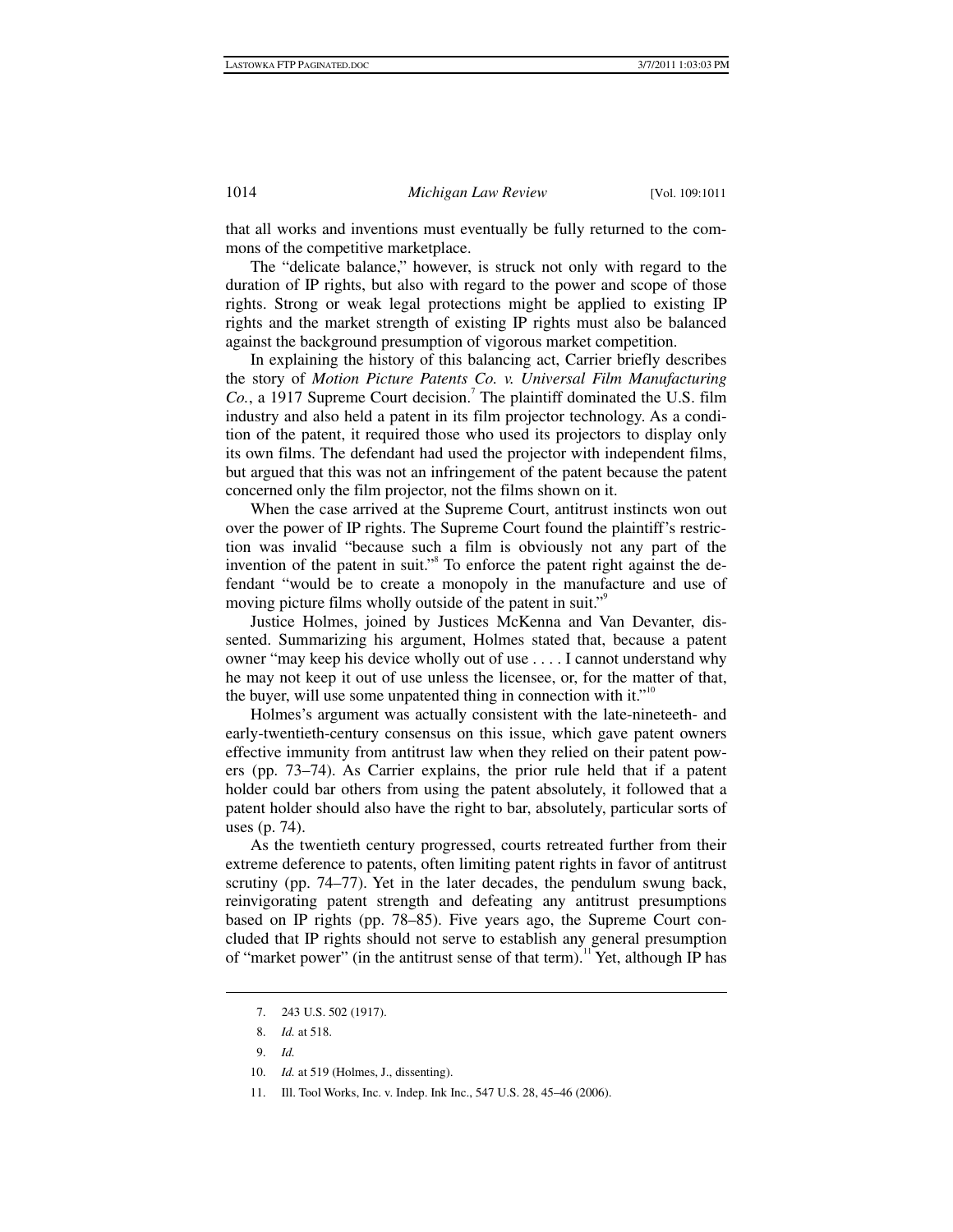that all works and inventions must eventually be fully returned to the commons of the competitive marketplace.

The "delicate balance," however, is struck not only with regard to the duration of IP rights, but also with regard to the power and scope of those rights. Strong or weak legal protections might be applied to existing IP rights and the market strength of existing IP rights must also be balanced against the background presumption of vigorous market competition.

In explaining the history of this balancing act, Carrier briefly describes the story of *Motion Picture Patents Co. v. Universal Film Manufacturing Co.*, a 1917 Supreme Court decision.[7] The plaintiff dominated the U.S. film industry and also held a patent in its film projector technology. As a condition of the patent, it required those who used its projectors to display only its own films. The defendant had used the projector with independent films, but argued that this was not an infringement of the patent because the patent concerned only the film projector, not the films shown on it.

When the case arrived at the Supreme Court, antitrust instincts won out over the power of IP rights. The Supreme Court found the plaintiff's restriction was invalid "because such a film is obviously not any part of the invention of the patent in suit."[8] To enforce the patent right against the defendant "would be to create a monopoly in the manufacture and use of moving picture films wholly outside of the patent in suit."[9]

Justice Holmes, joined by Justices McKenna and Van Devanter, dissented. Summarizing his argument, Holmes stated that, because a patent owner "may keep his device wholly out of use . . . . I cannot understand why he may not keep it out of use unless the licensee, or, for the matter of that, the buyer, will use some unpatented thing in connection with it."[10]

Holmes's argument was actually consistent with the late-nineteeth- and early-twentieth-century consensus on this issue, which gave patent owners effective immunity from antitrust law when they relied on their patent powers (pp. 73–74). As Carrier explains, the prior rule held that if a patent holder could bar others from using the patent absolutely, it followed that a patent holder should also have the right to bar, absolutely, particular sorts of uses (p. 74).

As the twentieth century progressed, courts retreated further from their extreme deference to patents, often limiting patent rights in favor of antitrust scrutiny (pp. 74–77). Yet in the later decades, the pendulum swung back, reinvigorating patent strength and defeating any antitrust presumptions based on IP rights (pp. 78–85). Five years ago, the Supreme Court concluded that IP rights should not serve to establish any general presumption of "market power" (in the antitrust sense of that term).[11] Yet, although IP has

---

7. 243 U.S. 502 (1917).

8. *Id.* at 518.

9. *Id.*

10. *Id.* at 519 (Holmes, J., dissenting).

11. Ill. Tool Works, Inc. v. Indep. Ink Inc., 547 U.S. 28, 45–46 (2006).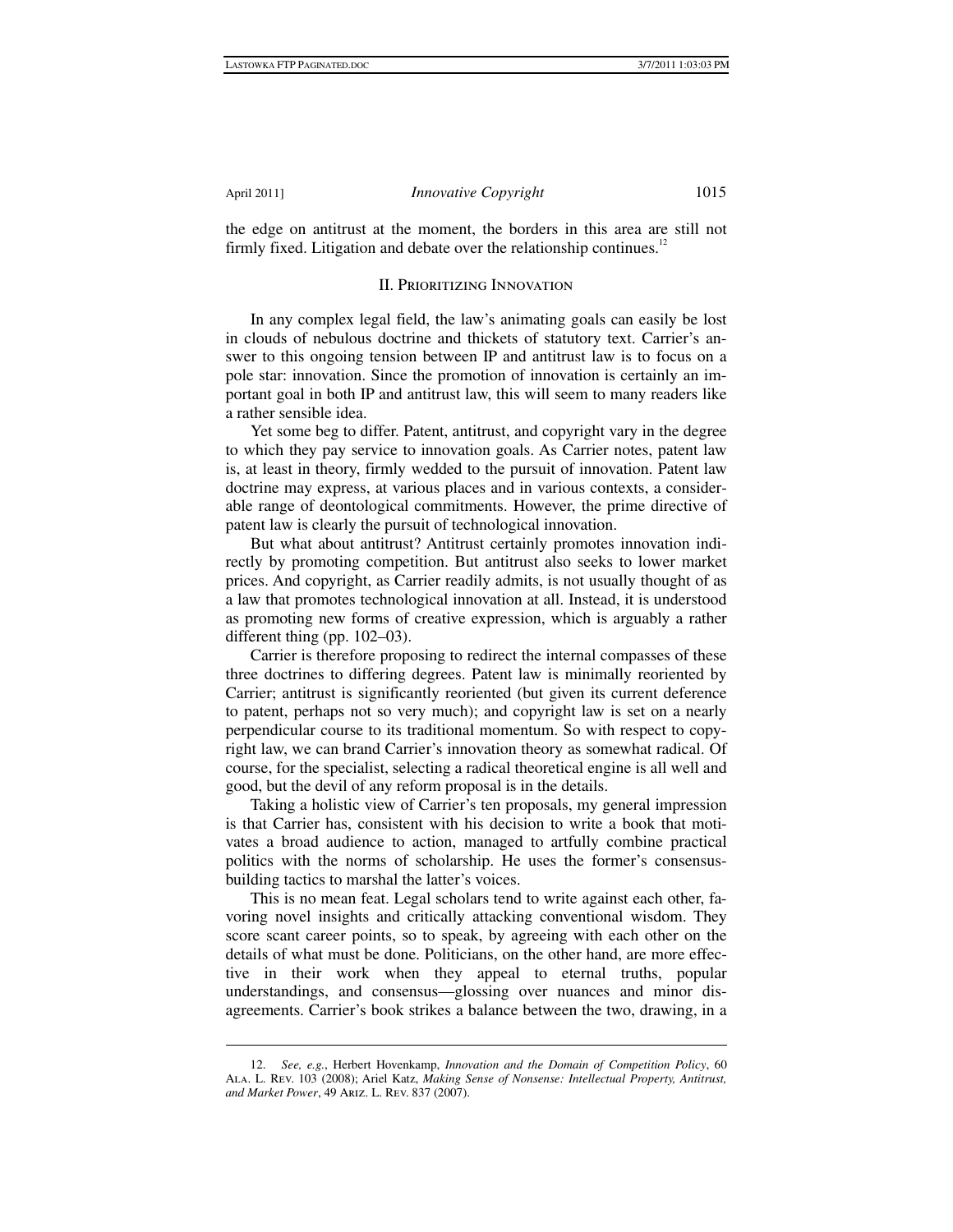the edge on antitrust at the moment, the borders in this area are still not firmly fixed. Litigation and debate over the relationship continues.[12]

## II. Prioritizing Innovation

In any complex legal field, the law's animating goals can easily be lost in clouds of nebulous doctrine and thickets of statutory text. Carrier's answer to this ongoing tension between IP and antitrust law is to focus on a pole star: innovation. Since the promotion of innovation is certainly an important goal in both IP and antitrust law, this will seem to many readers like a rather sensible idea.

Yet some beg to differ. Patent, antitrust, and copyright vary in the degree to which they pay service to innovation goals. As Carrier notes, patent law is, at least in theory, firmly wedded to the pursuit of innovation. Patent law doctrine may express, at various places and in various contexts, a considerable range of deontological commitments. However, the prime directive of patent law is clearly the pursuit of technological innovation.

But what about antitrust? Antitrust certainly promotes innovation indirectly by promoting competition. But antitrust also seeks to lower market prices. And copyright, as Carrier readily admits, is not usually thought of as a law that promotes technological innovation at all. Instead, it is understood as promoting new forms of creative expression, which is arguably a rather different thing (pp. 102–03).

Carrier is therefore proposing to redirect the internal compasses of these three doctrines to differing degrees. Patent law is minimally reoriented by Carrier; antitrust is significantly reoriented (but given its current deference to patent, perhaps not so very much); and copyright law is set on a nearly perpendicular course to its traditional momentum. So with respect to copyright law, we can brand Carrier's innovation theory as somewhat radical. Of course, for the specialist, selecting a radical theoretical engine is all well and good, but the devil of any reform proposal is in the details.

Taking a holistic view of Carrier's ten proposals, my general impression is that Carrier has, consistent with his decision to write a book that motivates a broad audience to action, managed to artfully combine practical politics with the norms of scholarship. He uses the former's consensus-building tactics to marshal the latter's voices.

This is no mean feat. Legal scholars tend to write against each other, favoring novel insights and critically attacking conventional wisdom. They score scant career points, so to speak, by agreeing with each other on the details of what must be done. Politicians, on the other hand, are more effective in their work when they appeal to eternal truths, popular understandings, and consensus—glossing over nuances and minor disagreements. Carrier's book strikes a balance between the two, drawing, in a

12. *See, e.g.*, Herbert Hovenkamp, *Innovation and the Domain of Competition Policy*, 60 Ala. L. Rev. 103 (2008); Ariel Katz, *Making Sense of Nonsense: Intellectual Property, Antitrust, and Market Power*, 49 Ariz. L. Rev. 837 (2007).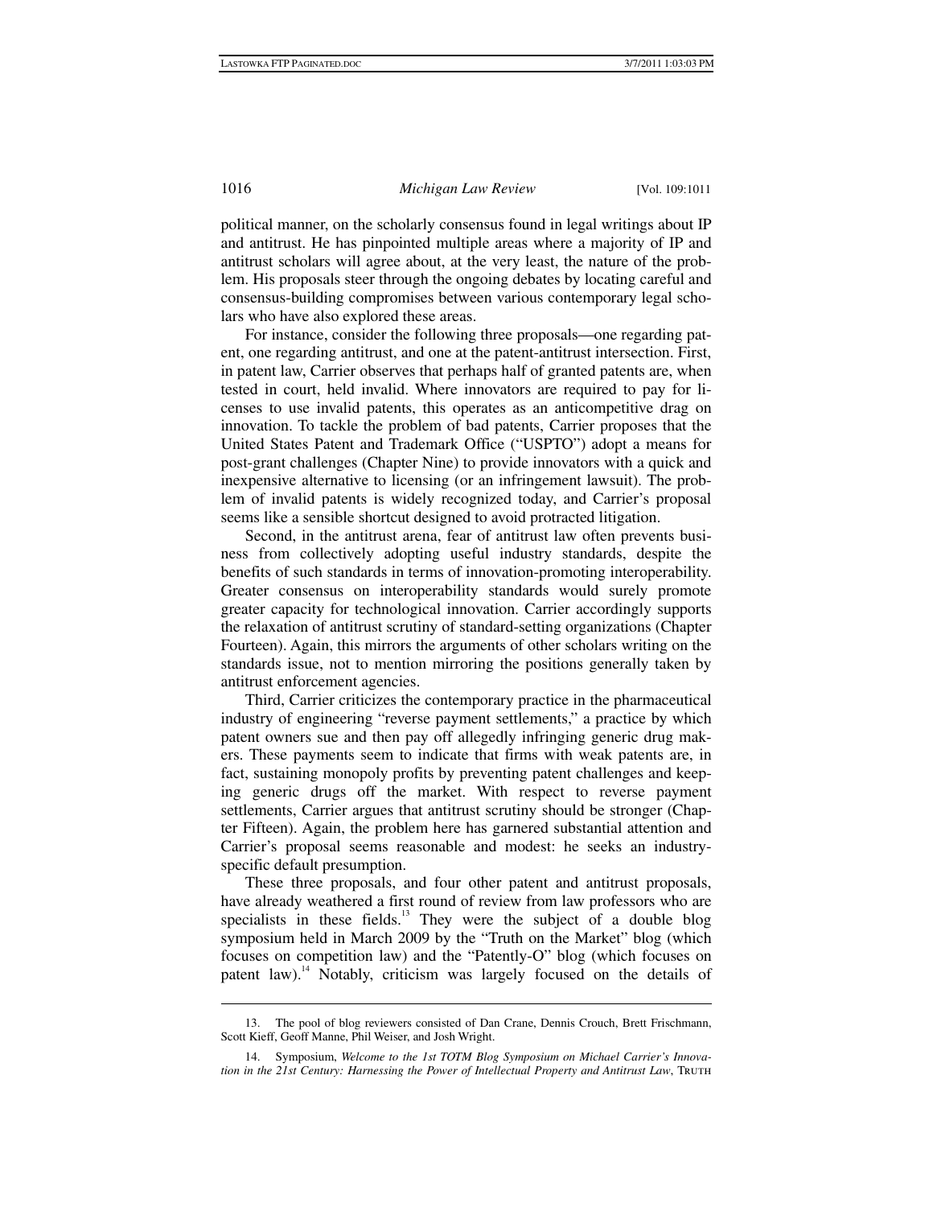political manner, on the scholarly consensus found in legal writings about IP and antitrust. He has pinpointed multiple areas where a majority of IP and antitrust scholars will agree about, at the very least, the nature of the problem. His proposals steer through the ongoing debates by locating careful and consensus-building compromises between various contemporary legal scholars who have also explored these areas.

For instance, consider the following three proposals—one regarding patent, one regarding antitrust, and one at the patent-antitrust intersection. First, in patent law, Carrier observes that perhaps half of granted patents are, when tested in court, held invalid. Where innovators are required to pay for licenses to use invalid patents, this operates as an anticompetitive drag on innovation. To tackle the problem of bad patents, Carrier proposes that the United States Patent and Trademark Office ("USPTO") adopt a means for post-grant challenges (Chapter Nine) to provide innovators with a quick and inexpensive alternative to licensing (or an infringement lawsuit). The problem of invalid patents is widely recognized today, and Carrier's proposal seems like a sensible shortcut designed to avoid protracted litigation.

Second, in the antitrust arena, fear of antitrust law often prevents business from collectively adopting useful industry standards, despite the benefits of such standards in terms of innovation-promoting interoperability. Greater consensus on interoperability standards would surely promote greater capacity for technological innovation. Carrier accordingly supports the relaxation of antitrust scrutiny of standard-setting organizations (Chapter Fourteen). Again, this mirrors the arguments of other scholars writing on the standards issue, not to mention mirroring the positions generally taken by antitrust enforcement agencies.

Third, Carrier criticizes the contemporary practice in the pharmaceutical industry of engineering "reverse payment settlements," a practice by which patent owners sue and then pay off allegedly infringing generic drug makers. These payments seem to indicate that firms with weak patents are, in fact, sustaining monopoly profits by preventing patent challenges and keeping generic drugs off the market. With respect to reverse payment settlements, Carrier argues that antitrust scrutiny should be stronger (Chapter Fifteen). Again, the problem here has garnered substantial attention and Carrier's proposal seems reasonable and modest: he seeks an industry-specific default presumption.

These three proposals, and four other patent and antitrust proposals, have already weathered a first round of review from law professors who are specialists in these fields.[13] They were the subject of a double blog symposium held in March 2009 by the "Truth on the Market" blog (which focuses on competition law) and the "Patently-O" blog (which focuses on patent law).[14] Notably, criticism was largely focused on the details of

---

13. The pool of blog reviewers consisted of Dan Crane, Dennis Crouch, Brett Frischmann, Scott Kieff, Geoff Manne, Phil Weiser, and Josh Wright.

14. Symposium, *Welcome to the 1st TOTM Blog Symposium on Michael Carrier's Innovation in the 21st Century: Harnessing the Power of Intellectual Property and Antitrust Law*, TRUTH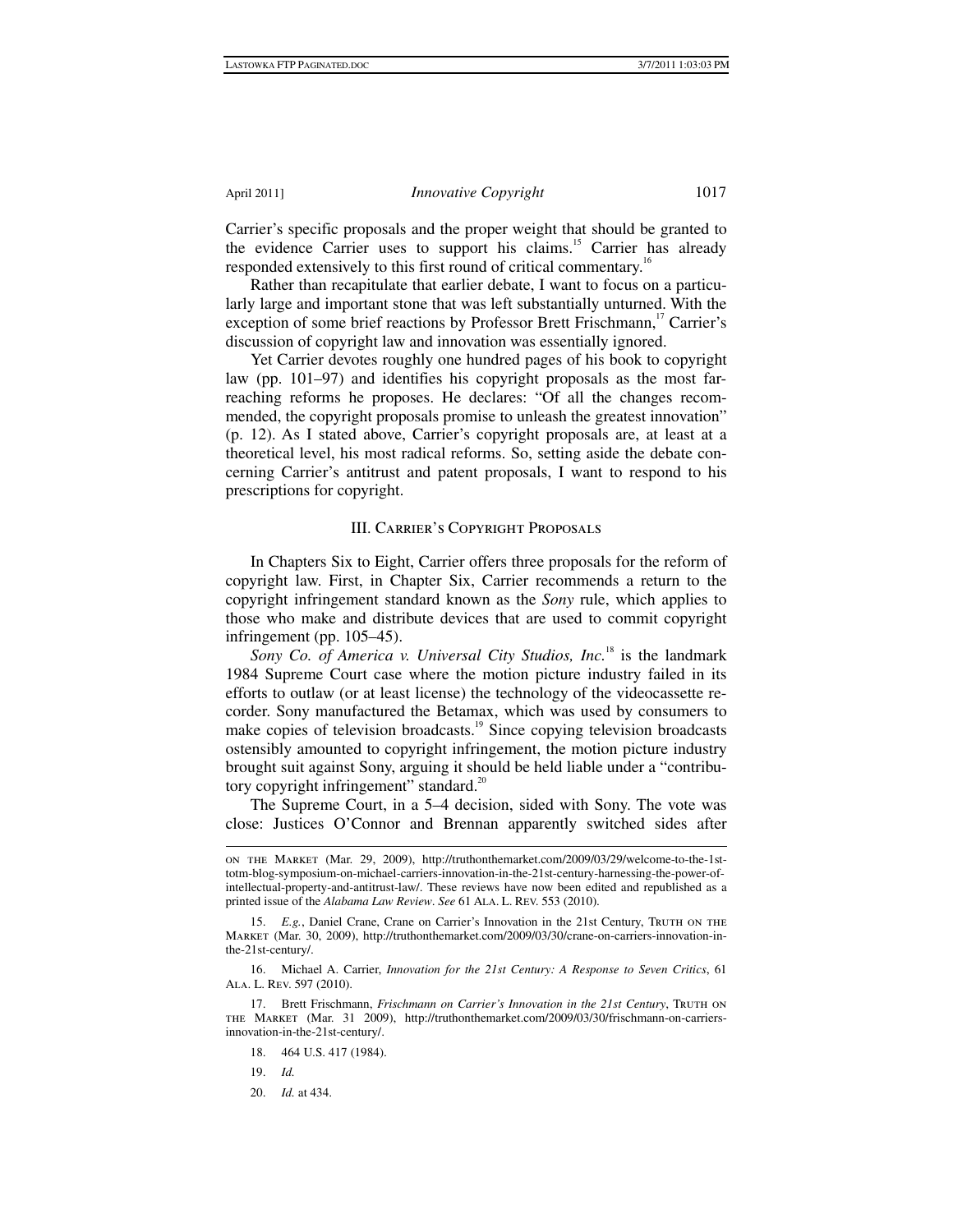Carrier's specific proposals and the proper weight that should be granted to the evidence Carrier uses to support his claims.[15] Carrier has already responded extensively to this first round of critical commentary.[16]

Rather than recapitulate that earlier debate, I want to focus on a particularly large and important stone that was left substantially unturned. With the exception of some brief reactions by Professor Brett Frischmann,[17] Carrier's discussion of copyright law and innovation was essentially ignored.

Yet Carrier devotes roughly one hundred pages of his book to copyright law (pp. 101–97) and identifies his copyright proposals as the most far-reaching reforms he proposes. He declares: "Of all the changes recommended, the copyright proposals promise to unleash the greatest innovation" (p. 12). As I stated above, Carrier's copyright proposals are, at least at a theoretical level, his most radical reforms. So, setting aside the debate concerning Carrier's antitrust and patent proposals, I want to respond to his prescriptions for copyright.

## III. Carrier's Copyright Proposals

In Chapters Six to Eight, Carrier offers three proposals for the reform of copyright law. First, in Chapter Six, Carrier recommends a return to the copyright infringement standard known as the *Sony* rule, which applies to those who make and distribute devices that are used to commit copyright infringement (pp. 105–45).

*Sony Co. of America v. Universal City Studios, Inc.*[18] is the landmark 1984 Supreme Court case where the motion picture industry failed in its efforts to outlaw (or at least license) the technology of the videocassette recorder. Sony manufactured the Betamax, which was used by consumers to make copies of television broadcasts.[19] Since copying television broadcasts ostensibly amounted to copyright infringement, the motion picture industry brought suit against Sony, arguing it should be held liable under a "contributory copyright infringement" standard.[20]

The Supreme Court, in a 5–4 decision, sided with Sony. The vote was close: Justices O'Connor and Brennan apparently switched sides after

---

on the Market (Mar. 29, 2009), http://truthonthemarket.com/2009/03/29/welcome-to-the-1st-totm-blog-symposium-on-michael-carriers-innovation-in-the-21st-century-harnessing-the-power-of-intellectual-property-and-antitrust-law/. These reviews have now been edited and republished as a printed issue of the *Alabama Law Review*. *See* 61 Ala. L. Rev. 553 (2010).

15. *E.g.*, Daniel Crane, Crane on Carrier's Innovation in the 21st Century, Truth on the Market (Mar. 30, 2009), http://truthonthemarket.com/2009/03/30/crane-on-carriers-innovation-in-the-21st-century/.

16. Michael A. Carrier, *Innovation for the 21st Century: A Response to Seven Critics*, 61 Ala. L. Rev. 597 (2010).

17. Brett Frischmann, *Frischmann on Carrier's Innovation in the 21st Century*, Truth on the Market (Mar. 31 2009), http://truthonthemarket.com/2009/03/30/frischmann-on-carriers-innovation-in-the-21st-century/.

18. 464 U.S. 417 (1984).

19. *Id.*

20. *Id.* at 434.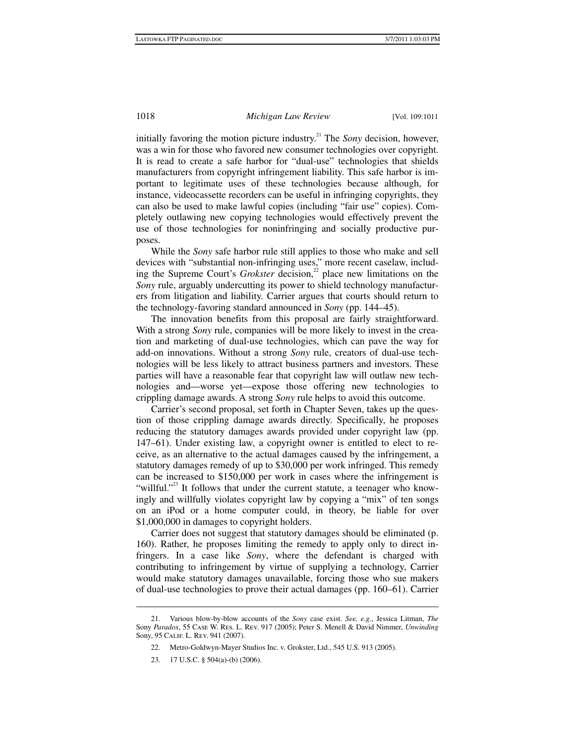initially favoring the motion picture industry.[21] The *Sony* decision, however, was a win for those who favored new consumer technologies over copyright. It is read to create a safe harbor for "dual-use" technologies that shields manufacturers from copyright infringement liability. This safe harbor is important to legitimate uses of these technologies because although, for instance, videocassette recorders can be useful in infringing copyrights, they can also be used to make lawful copies (including "fair use" copies). Completely outlawing new copying technologies would effectively prevent the use of those technologies for noninfringing and socially productive purposes.

While the *Sony* safe harbor rule still applies to those who make and sell devices with "substantial non-infringing uses," more recent caselaw, including the Supreme Court's *Grokster* decision,[22] place new limitations on the *Sony* rule, arguably undercutting its power to shield technology manufacturers from litigation and liability. Carrier argues that courts should return to the technology-favoring standard announced in *Sony* (pp. 144–45).

The innovation benefits from this proposal are fairly straightforward. With a strong *Sony* rule, companies will be more likely to invest in the creation and marketing of dual-use technologies, which can pave the way for add-on innovations. Without a strong *Sony* rule, creators of dual-use technologies will be less likely to attract business partners and investors. These parties will have a reasonable fear that copyright law will outlaw new technologies and—worse yet—expose those offering new technologies to crippling damage awards. A strong *Sony* rule helps to avoid this outcome.

Carrier's second proposal, set forth in Chapter Seven, takes up the question of those crippling damage awards directly. Specifically, he proposes reducing the statutory damages awards provided under copyright law (pp. 147–61). Under existing law, a copyright owner is entitled to elect to receive, as an alternative to the actual damages caused by the infringement, a statutory damages remedy of up to $30,000 per work infringed. This remedy can be increased to $150,000 per work in cases where the infringement is "willful."[23] It follows that under the current statute, a teenager who knowingly and willfully violates copyright law by copying a "mix" of ten songs on an iPod or a home computer could, in theory, be liable for over $1,000,000 in damages to copyright holders.

Carrier does not suggest that statutory damages should be eliminated (p. 160). Rather, he proposes limiting the remedy to apply only to direct infringers. In a case like *Sony*, where the defendant is charged with contributing to infringement by virtue of supplying a technology, Carrier would make statutory damages unavailable, forcing those who sue makers of dual-use technologies to prove their actual damages (pp. 160–61). Carrier

---

21. Various blow-by-blow accounts of the *Sony* case exist. *See, e.g.*, Jessica Litman, *The* Sony *Paradox*, 55 CASE W. RES. L. REV. 917 (2005); Peter S. Menell & David Nimmer, *Unwinding* Sony, 95 CALIF. L. REV. 941 (2007).

22. Metro-Goldwyn-Mayer Studios Inc. v. Grokster, Ltd., 545 U.S. 913 (2005).

23. 17 U.S.C. § 504(a)-(b) (2006).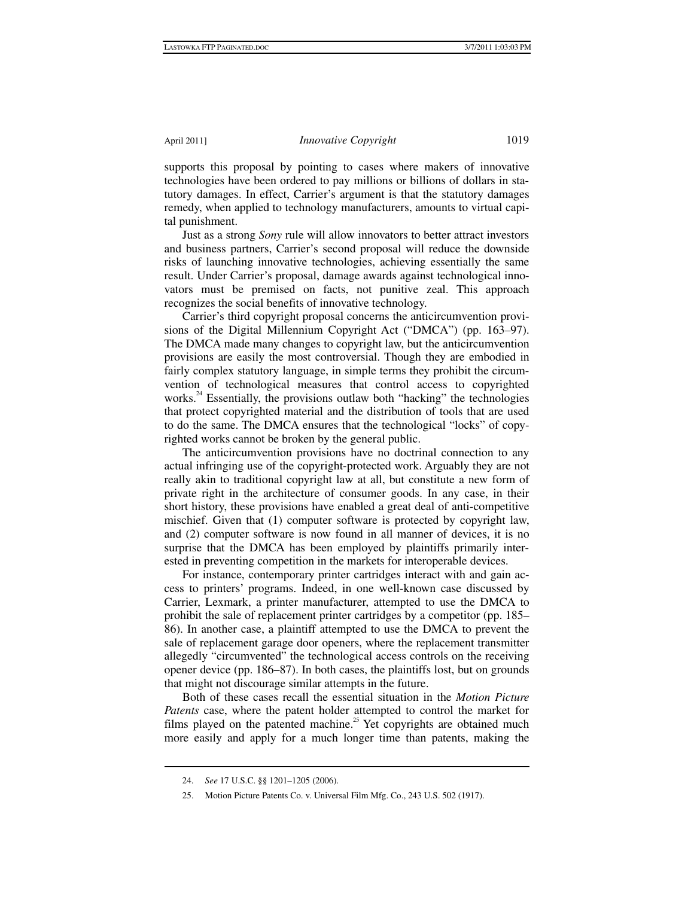supports this proposal by pointing to cases where makers of innovative technologies have been ordered to pay millions or billions of dollars in statutory damages. In effect, Carrier's argument is that the statutory damages remedy, when applied to technology manufacturers, amounts to virtual capital punishment.

Just as a strong *Sony* rule will allow innovators to better attract investors and business partners, Carrier's second proposal will reduce the downside risks of launching innovative technologies, achieving essentially the same result. Under Carrier's proposal, damage awards against technological innovators must be premised on facts, not punitive zeal. This approach recognizes the social benefits of innovative technology.

Carrier's third copyright proposal concerns the anticircumvention provisions of the Digital Millennium Copyright Act ("DMCA") (pp. 163–97). The DMCA made many changes to copyright law, but the anticircumvention provisions are easily the most controversial. Though they are embodied in fairly complex statutory language, in simple terms they prohibit the circumvention of technological measures that control access to copyrighted works.[24] Essentially, the provisions outlaw both "hacking" the technologies that protect copyrighted material and the distribution of tools that are used to do the same. The DMCA ensures that the technological "locks" of copyrighted works cannot be broken by the general public.

The anticircumvention provisions have no doctrinal connection to any actual infringing use of the copyright-protected work. Arguably they are not really akin to traditional copyright law at all, but constitute a new form of private right in the architecture of consumer goods. In any case, in their short history, these provisions have enabled a great deal of anti-competitive mischief. Given that (1) computer software is protected by copyright law, and (2) computer software is now found in all manner of devices, it is no surprise that the DMCA has been employed by plaintiffs primarily interested in preventing competition in the markets for interoperable devices.

For instance, contemporary printer cartridges interact with and gain access to printers' programs. Indeed, in one well-known case discussed by Carrier, Lexmark, a printer manufacturer, attempted to use the DMCA to prohibit the sale of replacement printer cartridges by a competitor (pp. 185–86). In another case, a plaintiff attempted to use the DMCA to prevent the sale of replacement garage door openers, where the replacement transmitter allegedly "circumvented" the technological access controls on the receiving opener device (pp. 186–87). In both cases, the plaintiffs lost, but on grounds that might not discourage similar attempts in the future.

Both of these cases recall the essential situation in the *Motion Picture Patents* case, where the patent holder attempted to control the market for films played on the patented machine.[25] Yet copyrights are obtained much more easily and apply for a much longer time than patents, making the

---

24. *See* 17 U.S.C. §§ 1201–1205 (2006).

25. Motion Picture Patents Co. v. Universal Film Mfg. Co., 243 U.S. 502 (1917).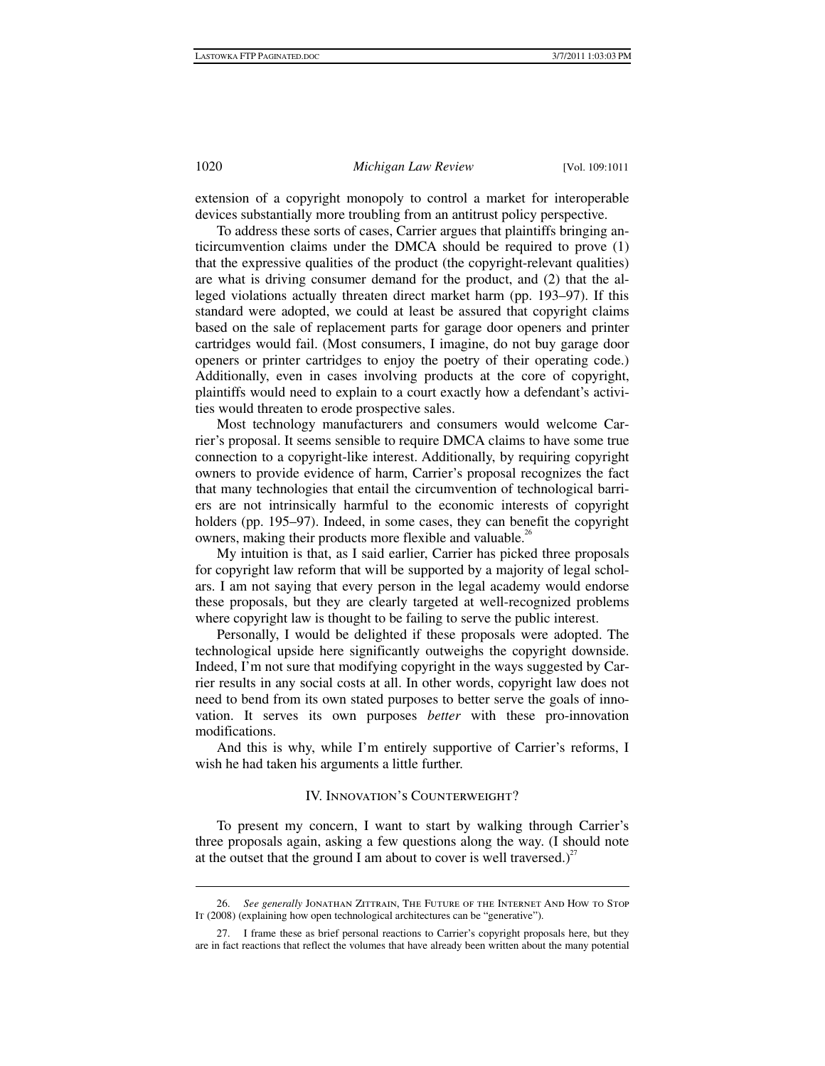extension of a copyright monopoly to control a market for interoperable devices substantially more troubling from an antitrust policy perspective.

To address these sorts of cases, Carrier argues that plaintiffs bringing anticircumvention claims under the DMCA should be required to prove (1) that the expressive qualities of the product (the copyright-relevant qualities) are what is driving consumer demand for the product, and (2) that the alleged violations actually threaten direct market harm (pp. 193–97). If this standard were adopted, we could at least be assured that copyright claims based on the sale of replacement parts for garage door openers and printer cartridges would fail. (Most consumers, I imagine, do not buy garage door openers or printer cartridges to enjoy the poetry of their operating code.) Additionally, even in cases involving products at the core of copyright, plaintiffs would need to explain to a court exactly how a defendant's activities would threaten to erode prospective sales.

Most technology manufacturers and consumers would welcome Carrier's proposal. It seems sensible to require DMCA claims to have some true connection to a copyright-like interest. Additionally, by requiring copyright owners to provide evidence of harm, Carrier's proposal recognizes the fact that many technologies that entail the circumvention of technological barriers are not intrinsically harmful to the economic interests of copyright holders (pp. 195–97). Indeed, in some cases, they can benefit the copyright owners, making their products more flexible and valuable.[26]

My intuition is that, as I said earlier, Carrier has picked three proposals for copyright law reform that will be supported by a majority of legal scholars. I am not saying that every person in the legal academy would endorse these proposals, but they are clearly targeted at well-recognized problems where copyright law is thought to be failing to serve the public interest.

Personally, I would be delighted if these proposals were adopted. The technological upside here significantly outweighs the copyright downside. Indeed, I'm not sure that modifying copyright in the ways suggested by Carrier results in any social costs at all. In other words, copyright law does not need to bend from its own stated purposes to better serve the goals of innovation. It serves its own purposes *better* with these pro-innovation modifications.

And this is why, while I'm entirely supportive of Carrier's reforms, I wish he had taken his arguments a little further.

## IV. Innovation's Counterweight?

To present my concern, I want to start by walking through Carrier's three proposals again, asking a few questions along the way. (I should note at the outset that the ground I am about to cover is well traversed.)[27]

---

26. *See generally* Jonathan Zittrain, The Future of the Internet And How to Stop It (2008) (explaining how open technological architectures can be "generative").

27. I frame these as brief personal reactions to Carrier's copyright proposals here, but they are in fact reactions that reflect the volumes that have already been written about the many potential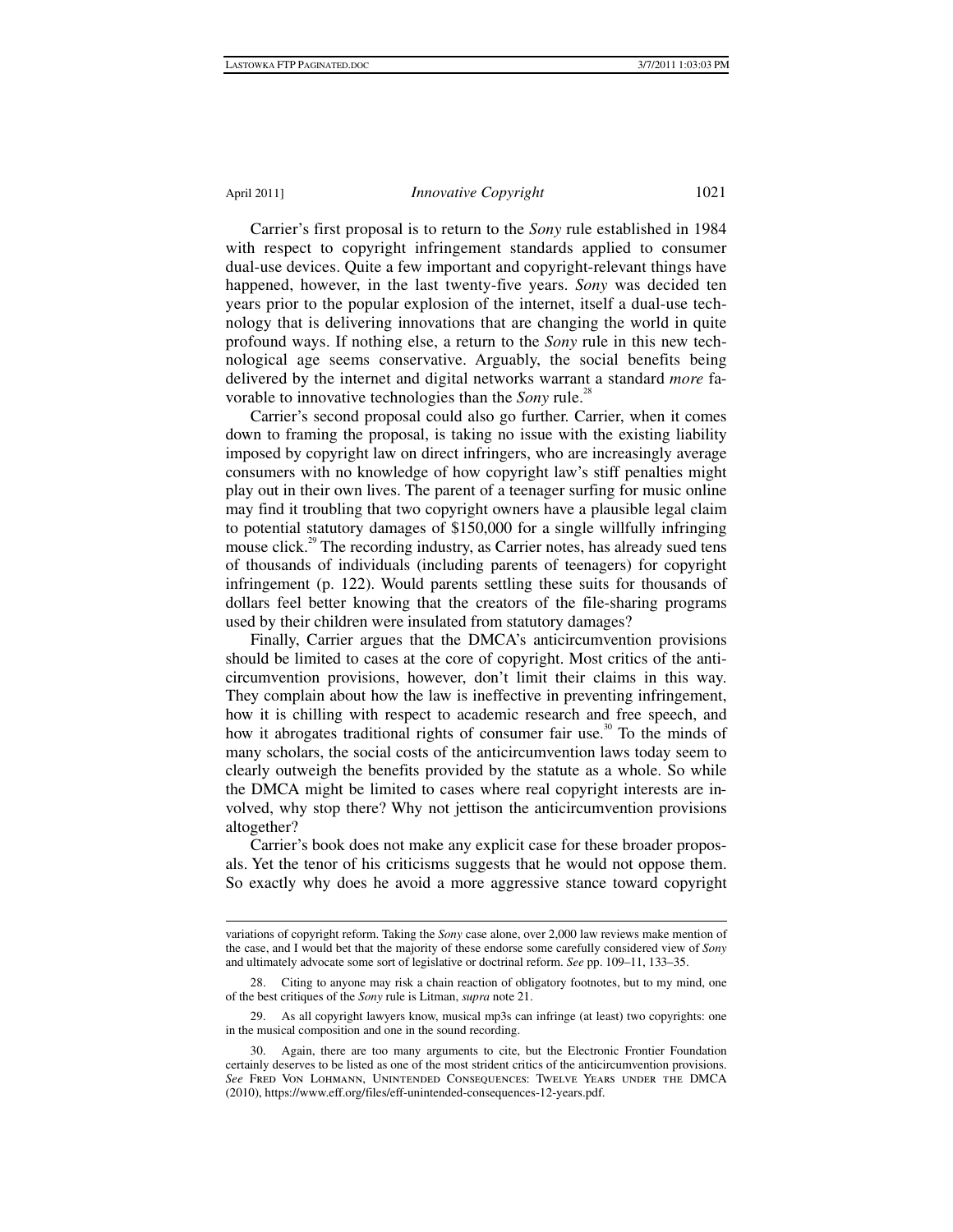Carrier's first proposal is to return to the *Sony* rule established in 1984 with respect to copyright infringement standards applied to consumer dual-use devices. Quite a few important and copyright-relevant things have happened, however, in the last twenty-five years. *Sony* was decided ten years prior to the popular explosion of the internet, itself a dual-use technology that is delivering innovations that are changing the world in quite profound ways. If nothing else, a return to the *Sony* rule in this new technological age seems conservative. Arguably, the social benefits being delivered by the internet and digital networks warrant a standard *more* favorable to innovative technologies than the *Sony* rule.[28]

Carrier's second proposal could also go further. Carrier, when it comes down to framing the proposal, is taking no issue with the existing liability imposed by copyright law on direct infringers, who are increasingly average consumers with no knowledge of how copyright law's stiff penalties might play out in their own lives. The parent of a teenager surfing for music online may find it troubling that two copyright owners have a plausible legal claim to potential statutory damages of $150,000 for a single willfully infringing mouse click.[29] The recording industry, as Carrier notes, has already sued tens of thousands of individuals (including parents of teenagers) for copyright infringement (p. 122). Would parents settling these suits for thousands of dollars feel better knowing that the creators of the file-sharing programs used by their children were insulated from statutory damages?

Finally, Carrier argues that the DMCA's anticircumvention provisions should be limited to cases at the core of copyright. Most critics of the anticircumvention provisions, however, don't limit their claims in this way. They complain about how the law is ineffective in preventing infringement, how it is chilling with respect to academic research and free speech, and how it abrogates traditional rights of consumer fair use.[30] To the minds of many scholars, the social costs of the anticircumvention laws today seem to clearly outweigh the benefits provided by the statute as a whole. So while the DMCA might be limited to cases where real copyright interests are involved, why stop there? Why not jettison the anticircumvention provisions altogether?

Carrier's book does not make any explicit case for these broader proposals. Yet the tenor of his criticisms suggests that he would not oppose them. So exactly why does he avoid a more aggressive stance toward copyright

---

variations of copyright reform. Taking the *Sony* case alone, over 2,000 law reviews make mention of the case, and I would bet that the majority of these endorse some carefully considered view of *Sony* and ultimately advocate some sort of legislative or doctrinal reform. *See* pp. 109–11, 133–35.

28. Citing to anyone may risk a chain reaction of obligatory footnotes, but to my mind, one of the best critiques of the *Sony* rule is Litman, *supra* note 21.

29. As all copyright lawyers know, musical mp3s can infringe (at least) two copyrights: one in the musical composition and one in the sound recording.

30. Again, there are too many arguments to cite, but the Electronic Frontier Foundation certainly deserves to be listed as one of the most strident critics of the anticircumvention provisions. *See* Fred Von Lohmann, Unintended Consequences: Twelve Years under the DMCA (2010), https://www.eff.org/files/eff-unintended-consequences-12-years.pdf.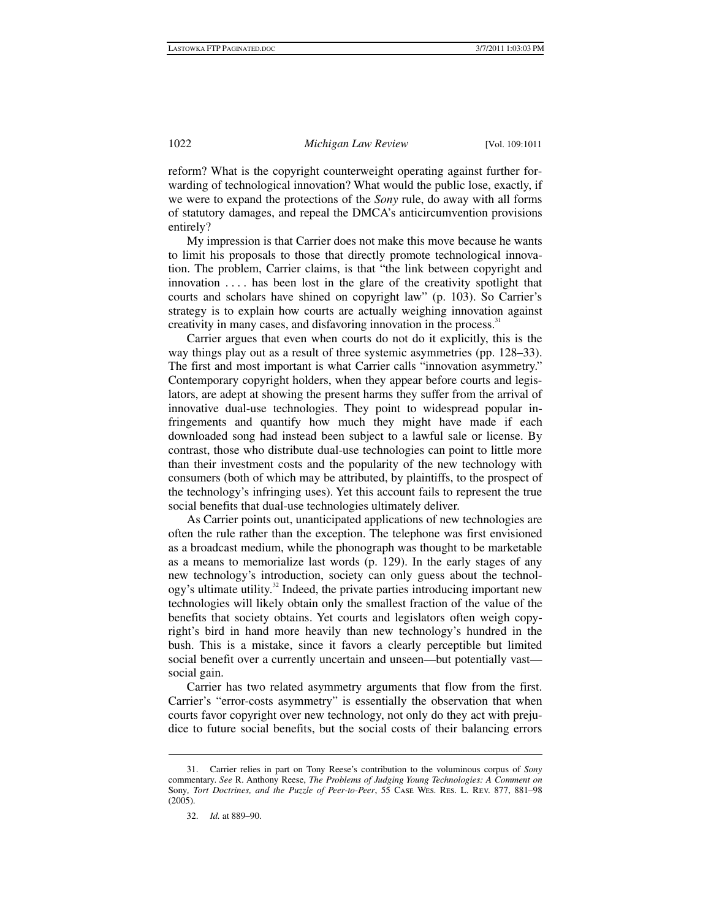reform? What is the copyright counterweight operating against further forwarding of technological innovation? What would the public lose, exactly, if we were to expand the protections of the *Sony* rule, do away with all forms of statutory damages, and repeal the DMCA's anticircumvention provisions entirely?

My impression is that Carrier does not make this move because he wants to limit his proposals to those that directly promote technological innovation. The problem, Carrier claims, is that "the link between copyright and innovation . . . . has been lost in the glare of the creativity spotlight that courts and scholars have shined on copyright law" (p. 103). So Carrier's strategy is to explain how courts are actually weighing innovation against creativity in many cases, and disfavoring innovation in the process.[31]

Carrier argues that even when courts do not do it explicitly, this is the way things play out as a result of three systemic asymmetries (pp. 128–33). The first and most important is what Carrier calls "innovation asymmetry." Contemporary copyright holders, when they appear before courts and legislators, are adept at showing the present harms they suffer from the arrival of innovative dual-use technologies. They point to widespread popular infringements and quantify how much they might have made if each downloaded song had instead been subject to a lawful sale or license. By contrast, those who distribute dual-use technologies can point to little more than their investment costs and the popularity of the new technology with consumers (both of which may be attributed, by plaintiffs, to the prospect of the technology's infringing uses). Yet this account fails to represent the true social benefits that dual-use technologies ultimately deliver.

As Carrier points out, unanticipated applications of new technologies are often the rule rather than the exception. The telephone was first envisioned as a broadcast medium, while the phonograph was thought to be marketable as a means to memorialize last words (p. 129). In the early stages of any new technology's introduction, society can only guess about the technology's ultimate utility.[32] Indeed, the private parties introducing important new technologies will likely obtain only the smallest fraction of the value of the benefits that society obtains. Yet courts and legislators often weigh copyright's bird in hand more heavily than new technology's hundred in the bush. This is a mistake, since it favors a clearly perceptible but limited social benefit over a currently uncertain and unseen—but potentially vast—social gain.

Carrier has two related asymmetry arguments that flow from the first. Carrier's "error-costs asymmetry" is essentially the observation that when courts favor copyright over new technology, not only do they act with prejudice to future social benefits, but the social costs of their balancing errors

---

31. Carrier relies in part on Tony Reese's contribution to the voluminous corpus of *Sony* commentary. *See* R. Anthony Reese, *The Problems of Judging Young Technologies: A Comment on* Sony*, Tort Doctrines, and the Puzzle of Peer-to-Peer*, 55 Case Wes. Res. L. Rev. 877, 881–98 (2005).

32. *Id.* at 889–90.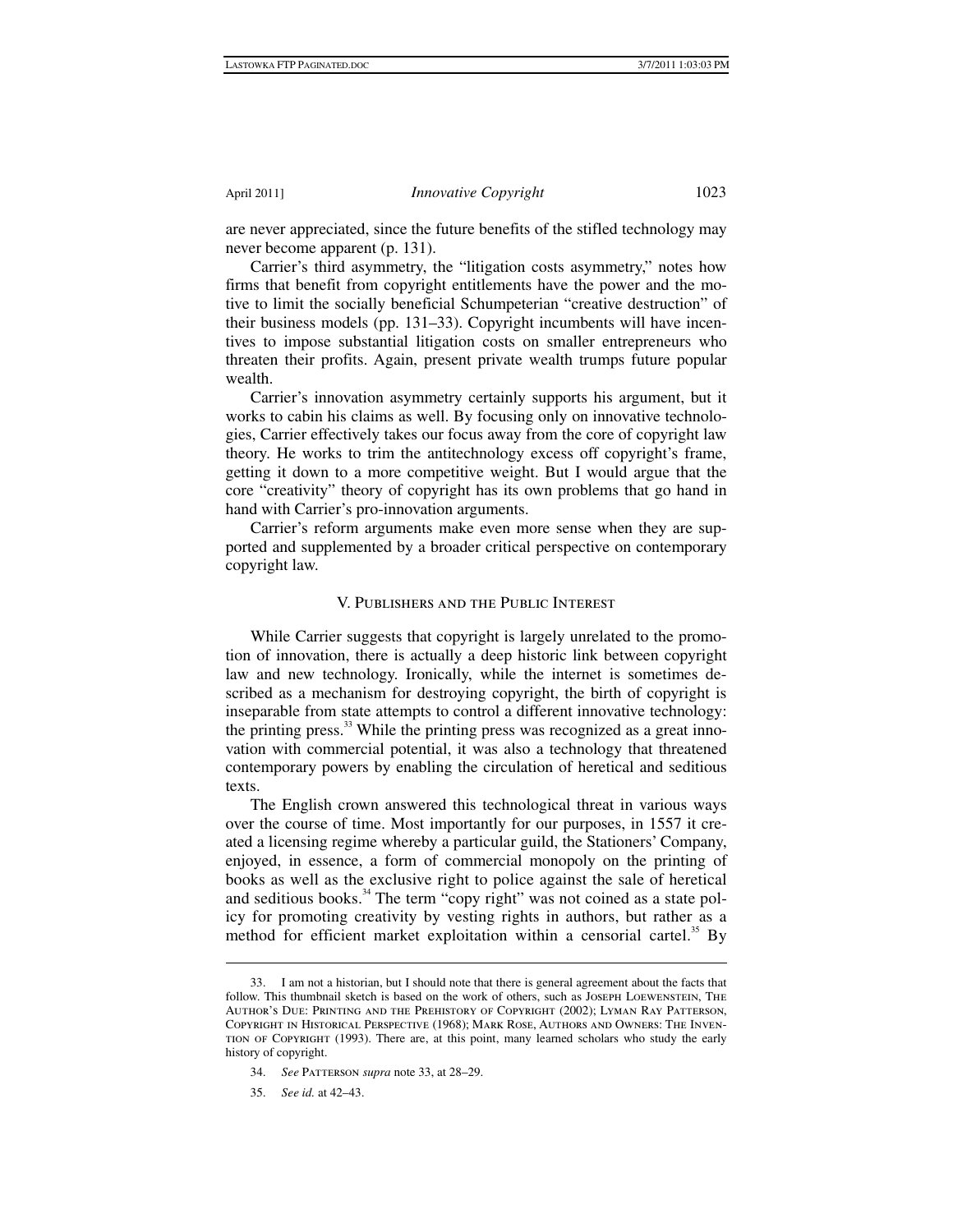are never appreciated, since the future benefits of the stifled technology may never become apparent (p. 131).

Carrier's third asymmetry, the "litigation costs asymmetry," notes how firms that benefit from copyright entitlements have the power and the motive to limit the socially beneficial Schumpeterian "creative destruction" of their business models (pp. 131–33). Copyright incumbents will have incentives to impose substantial litigation costs on smaller entrepreneurs who threaten their profits. Again, present private wealth trumps future popular wealth.

Carrier's innovation asymmetry certainly supports his argument, but it works to cabin his claims as well. By focusing only on innovative technologies, Carrier effectively takes our focus away from the core of copyright law theory. He works to trim the antitechnology excess off copyright's frame, getting it down to a more competitive weight. But I would argue that the core "creativity" theory of copyright has its own problems that go hand in hand with Carrier's pro-innovation arguments.

Carrier's reform arguments make even more sense when they are supported and supplemented by a broader critical perspective on contemporary copyright law.

## V. Publishers and the Public Interest

While Carrier suggests that copyright is largely unrelated to the promotion of innovation, there is actually a deep historic link between copyright law and new technology. Ironically, while the internet is sometimes described as a mechanism for destroying copyright, the birth of copyright is inseparable from state attempts to control a different innovative technology: the printing press.[33] While the printing press was recognized as a great innovation with commercial potential, it was also a technology that threatened contemporary powers by enabling the circulation of heretical and seditious texts.

The English crown answered this technological threat in various ways over the course of time. Most importantly for our purposes, in 1557 it created a licensing regime whereby a particular guild, the Stationers' Company, enjoyed, in essence, a form of commercial monopoly on the printing of books as well as the exclusive right to police against the sale of heretical and seditious books.[34] The term "copy right" was not coined as a state policy for promoting creativity by vesting rights in authors, but rather as a method for efficient market exploitation within a censorial cartel.[35] By

---

33. I am not a historian, but I should note that there is general agreement about the facts that follow. This thumbnail sketch is based on the work of others, such as Joseph Loewenstein, The Author's Due: Printing and the Prehistory of Copyright (2002); Lyman Ray Patterson, Copyright in Historical Perspective (1968); Mark Rose, Authors and Owners: The Invention of Copyright (1993). There are, at this point, many learned scholars who study the early history of copyright.

34. *See* Patterson *supra* note 33, at 28–29.

35. *See id.* at 42–43.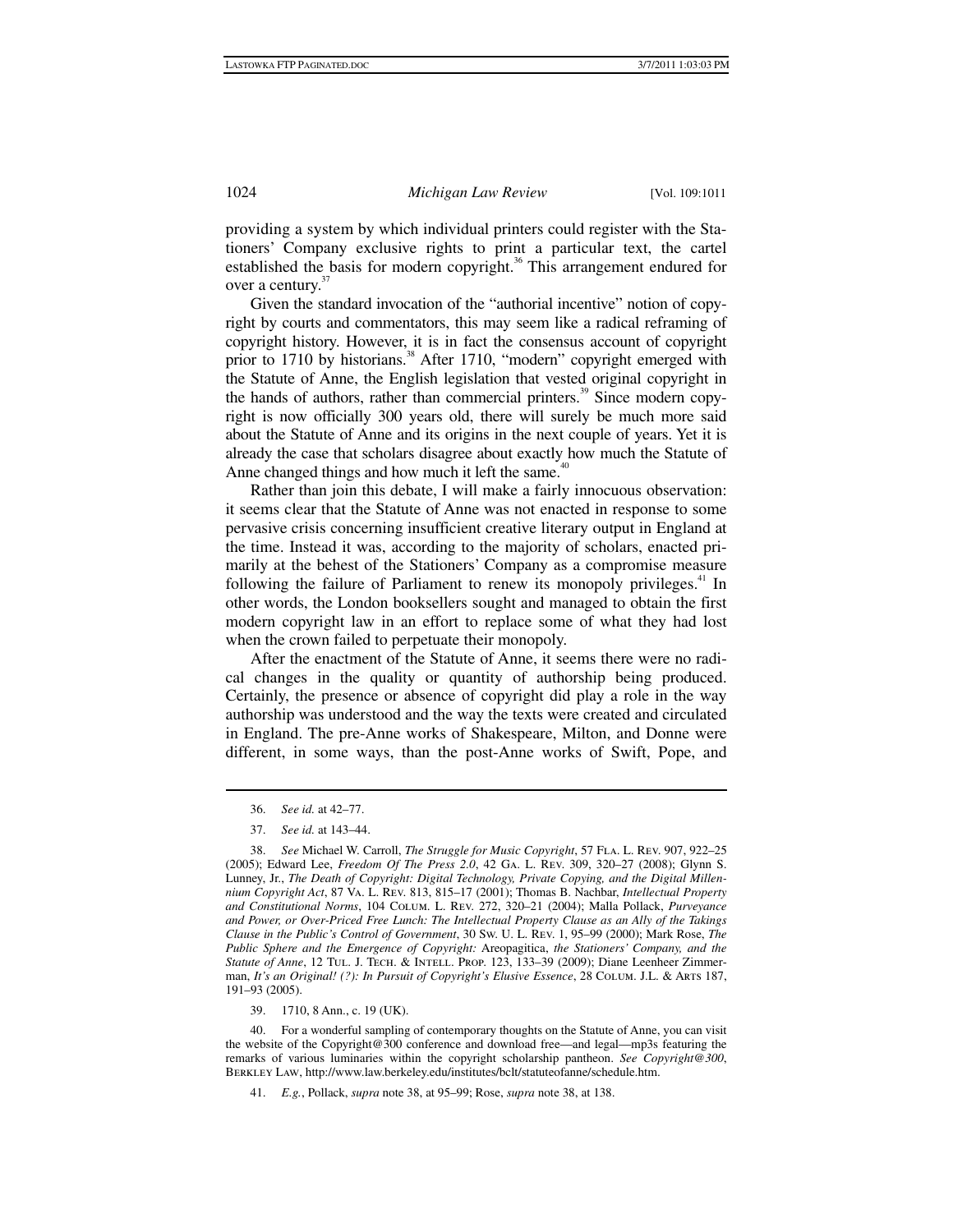providing a system by which individual printers could register with the Stationers' Company exclusive rights to print a particular text, the cartel established the basis for modern copyright.[36] This arrangement endured for over a century.[37]

Given the standard invocation of the "authorial incentive" notion of copyright by courts and commentators, this may seem like a radical reframing of copyright history. However, it is in fact the consensus account of copyright prior to 1710 by historians.[38] After 1710, "modern" copyright emerged with the Statute of Anne, the English legislation that vested original copyright in the hands of authors, rather than commercial printers.[39] Since modern copyright is now officially 300 years old, there will surely be much more said about the Statute of Anne and its origins in the next couple of years. Yet it is already the case that scholars disagree about exactly how much the Statute of Anne changed things and how much it left the same.[40]

Rather than join this debate, I will make a fairly innocuous observation: it seems clear that the Statute of Anne was not enacted in response to some pervasive crisis concerning insufficient creative literary output in England at the time. Instead it was, according to the majority of scholars, enacted primarily at the behest of the Stationers' Company as a compromise measure following the failure of Parliament to renew its monopoly privileges.[41] In other words, the London booksellers sought and managed to obtain the first modern copyright law in an effort to replace some of what they had lost when the crown failed to perpetuate their monopoly.

After the enactment of the Statute of Anne, it seems there were no radical changes in the quality or quantity of authorship being produced. Certainly, the presence or absence of copyright did play a role in the way authorship was understood and the way the texts were created and circulated in England. The pre-Anne works of Shakespeare, Milton, and Donne were different, in some ways, than the post-Anne works of Swift, Pope, and

---

36. *See id.* at 42–77.

37. *See id.* at 143–44.

38. *See* Michael W. Carroll, *The Struggle for Music Copyright*, 57 Fla. L. Rev. 907, 922–25 (2005); Edward Lee, *Freedom Of The Press 2.0*, 42 Ga. L. Rev. 309, 320–27 (2008); Glynn S. Lunney, Jr., *The Death of Copyright: Digital Technology, Private Copying, and the Digital Millennium Copyright Act*, 87 Va. L. Rev. 813, 815–17 (2001); Thomas B. Nachbar, *Intellectual Property and Constitutional Norms*, 104 Colum. L. Rev. 272, 320–21 (2004); Malla Pollack, *Purveyance and Power, or Over-Priced Free Lunch: The Intellectual Property Clause as an Ally of the Takings Clause in the Public's Control of Government*, 30 Sw. U. L. Rev. 1, 95–99 (2000); Mark Rose, *The Public Sphere and the Emergence of Copyright:* Areopagitica, *the Stationers' Company, and the Statute of Anne*, 12 Tul. J. Tech. & Intell. Prop. 123, 133–39 (2009); Diane Leenheer Zimmerman, *It's an Original! (?): In Pursuit of Copyright's Elusive Essence*, 28 Colum. J.L. & Arts 187, 191–93 (2005).

39. 1710, 8 Ann., c. 19 (UK).

40. For a wonderful sampling of contemporary thoughts on the Statute of Anne, you can visit the website of the Copyright@300 conference and download free—and legal—mp3s featuring the remarks of various luminaries within the copyright scholarship pantheon. *See Copyright@300*, Berkley Law, http://www.law.berkeley.edu/institutes/bclt/statuteofanne/schedule.htm.

41. *E.g.*, Pollack, *supra* note 38, at 95–99; Rose, *supra* note 38, at 138.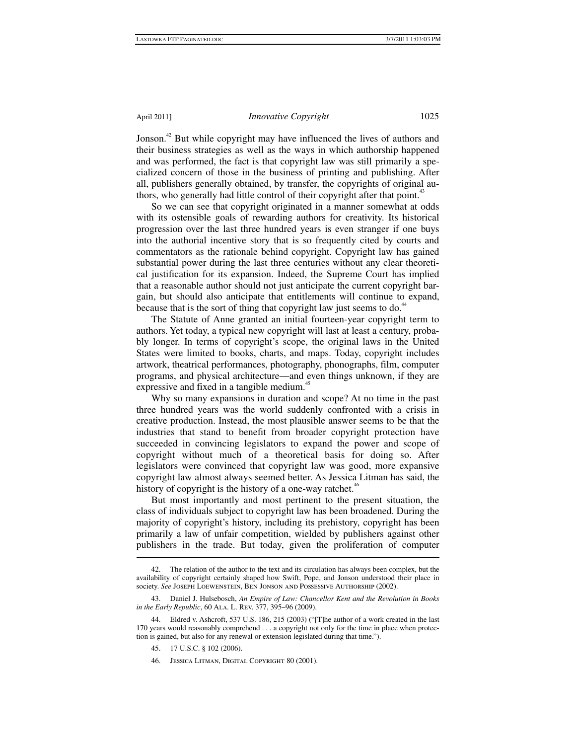Jonson.[42] But while copyright may have influenced the lives of authors and their business strategies as well as the ways in which authorship happened and was performed, the fact is that copyright law was still primarily a specialized concern of those in the business of printing and publishing. After all, publishers generally obtained, by transfer, the copyrights of original authors, who generally had little control of their copyright after that point.[43]

So we can see that copyright originated in a manner somewhat at odds with its ostensible goals of rewarding authors for creativity. Its historical progression over the last three hundred years is even stranger if one buys into the authorial incentive story that is so frequently cited by courts and commentators as the rationale behind copyright. Copyright law has gained substantial power during the last three centuries without any clear theoretical justification for its expansion. Indeed, the Supreme Court has implied that a reasonable author should not just anticipate the current copyright bargain, but should also anticipate that entitlements will continue to expand, because that is the sort of thing that copyright law just seems to do.[44]

The Statute of Anne granted an initial fourteen-year copyright term to authors. Yet today, a typical new copyright will last at least a century, probably longer. In terms of copyright's scope, the original laws in the United States were limited to books, charts, and maps. Today, copyright includes artwork, theatrical performances, photography, phonographs, film, computer programs, and physical architecture—and even things unknown, if they are expressive and fixed in a tangible medium.[45]

Why so many expansions in duration and scope? At no time in the past three hundred years was the world suddenly confronted with a crisis in creative production. Instead, the most plausible answer seems to be that the industries that stand to benefit from broader copyright protection have succeeded in convincing legislators to expand the power and scope of copyright without much of a theoretical basis for doing so. After legislators were convinced that copyright law was good, more expansive copyright law almost always seemed better. As Jessica Litman has said, the history of copyright is the history of a one-way ratchet.[46]

But most importantly and most pertinent to the present situation, the class of individuals subject to copyright law has been broadened. During the majority of copyright's history, including its prehistory, copyright has been primarily a law of unfair competition, wielded by publishers against other publishers in the trade. But today, given the proliferation of computer

---

42. The relation of the author to the text and its circulation has always been complex, but the availability of copyright certainly shaped how Swift, Pope, and Jonson understood their place in society. *See* Joseph Loewenstein, Ben Jonson and Possessive Authorship (2002).

43. Daniel J. Hulsebosch, *An Empire of Law: Chancellor Kent and the Revolution in Books in the Early Republic*, 60 Ala. L. Rev. 377, 395–96 (2009).

44. Eldred v. Ashcroft, 537 U.S. 186, 215 (2003) ("[T]he author of a work created in the last 170 years would reasonably comprehend . . . a copyright not only for the time in place when protection is gained, but also for any renewal or extension legislated during that time.").

45. 17 U.S.C. § 102 (2006).

46. Jessica Litman, Digital Copyright 80 (2001).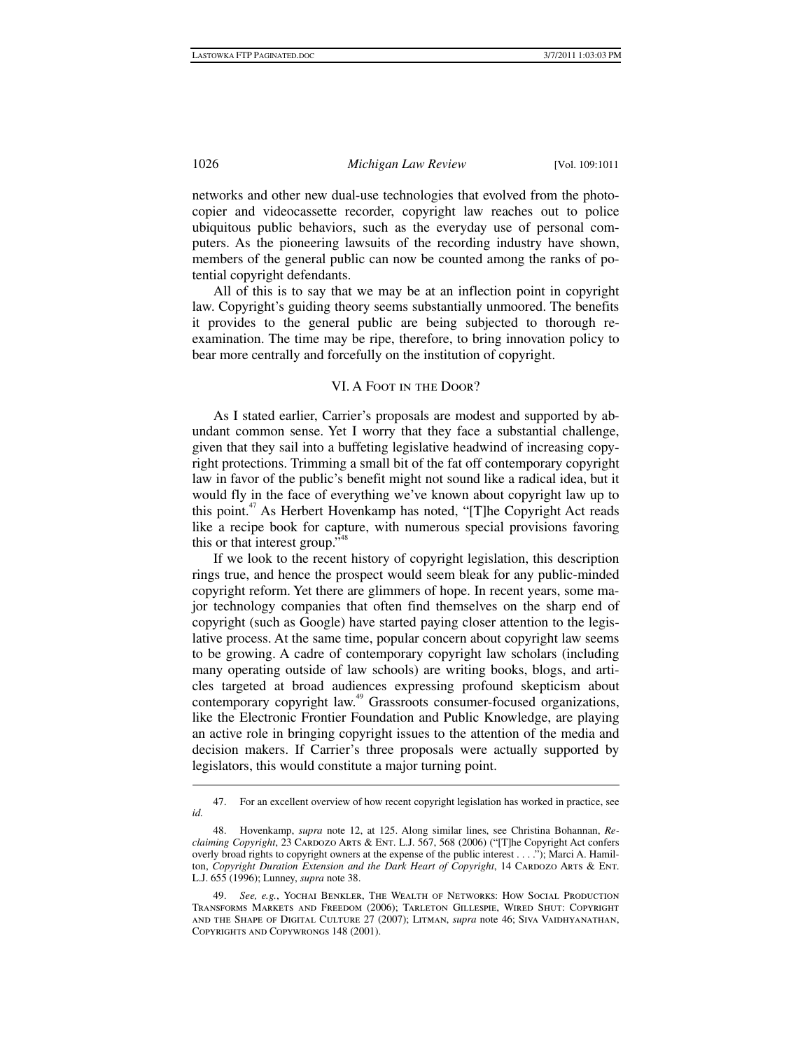networks and other new dual-use technologies that evolved from the photocopier and videocassette recorder, copyright law reaches out to police ubiquitous public behaviors, such as the everyday use of personal computers. As the pioneering lawsuits of the recording industry have shown, members of the general public can now be counted among the ranks of potential copyright defendants.

All of this is to say that we may be at an inflection point in copyright law. Copyright's guiding theory seems substantially unmoored. The benefits it provides to the general public are being subjected to thorough reexamination. The time may be ripe, therefore, to bring innovation policy to bear more centrally and forcefully on the institution of copyright.

## VI. A Foot in the Door?

As I stated earlier, Carrier's proposals are modest and supported by abundant common sense. Yet I worry that they face a substantial challenge, given that they sail into a buffeting legislative headwind of increasing copyright protections. Trimming a small bit of the fat off contemporary copyright law in favor of the public's benefit might not sound like a radical idea, but it would fly in the face of everything we've known about copyright law up to this point.[47] As Herbert Hovenkamp has noted, "[T]he Copyright Act reads like a recipe book for capture, with numerous special provisions favoring this or that interest group."[48]

If we look to the recent history of copyright legislation, this description rings true, and hence the prospect would seem bleak for any public-minded copyright reform. Yet there are glimmers of hope. In recent years, some major technology companies that often find themselves on the sharp end of copyright (such as Google) have started paying closer attention to the legislative process. At the same time, popular concern about copyright law seems to be growing. A cadre of contemporary copyright law scholars (including many operating outside of law schools) are writing books, blogs, and articles targeted at broad audiences expressing profound skepticism about contemporary copyright law.[49] Grassroots consumer-focused organizations, like the Electronic Frontier Foundation and Public Knowledge, are playing an active role in bringing copyright issues to the attention of the media and decision makers. If Carrier's three proposals were actually supported by legislators, this would constitute a major turning point.

---

47. For an excellent overview of how recent copyright legislation has worked in practice, see *id.*

48. Hovenkamp, *supra* note 12, at 125. Along similar lines, see Christina Bohannan, *Reclaiming Copyright*, 23 Cardozo Arts & Ent. L.J. 567, 568 (2006) ("[T]he Copyright Act confers overly broad rights to copyright owners at the expense of the public interest . . . ."); Marci A. Hamilton, *Copyright Duration Extension and the Dark Heart of Copyright*, 14 Cardozo Arts & Ent. L.J. 655 (1996); Lunney, *supra* note 38.

49. *See, e.g.*, Yochai Benkler, The Wealth of Networks: How Social Production Transforms Markets and Freedom (2006); Tarleton Gillespie, Wired Shut: Copyright and the Shape of Digital Culture 27 (2007); Litman, *supra* note 46; Siva Vaidhyanathan, Copyrights and Copywrongs 148 (2001).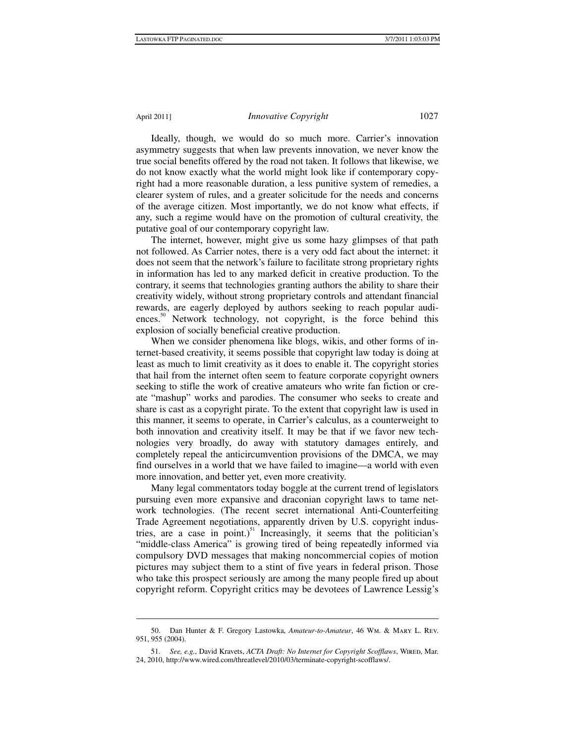Ideally, though, we would do so much more. Carrier's innovation asymmetry suggests that when law prevents innovation, we never know the true social benefits offered by the road not taken. It follows that likewise, we do not know exactly what the world might look like if contemporary copyright had a more reasonable duration, a less punitive system of remedies, a clearer system of rules, and a greater solicitude for the needs and concerns of the average citizen. Most importantly, we do not know what effects, if any, such a regime would have on the promotion of cultural creativity, the putative goal of our contemporary copyright law.

The internet, however, might give us some hazy glimpses of that path not followed. As Carrier notes, there is a very odd fact about the internet: it does not seem that the network's failure to facilitate strong proprietary rights in information has led to any marked deficit in creative production. To the contrary, it seems that technologies granting authors the ability to share their creativity widely, without strong proprietary controls and attendant financial rewards, are eagerly deployed by authors seeking to reach popular audiences.[50] Network technology, not copyright, is the force behind this explosion of socially beneficial creative production.

When we consider phenomena like blogs, wikis, and other forms of internet-based creativity, it seems possible that copyright law today is doing at least as much to limit creativity as it does to enable it. The copyright stories that hail from the internet often seem to feature corporate copyright owners seeking to stifle the work of creative amateurs who write fan fiction or create "mashup" works and parodies. The consumer who seeks to create and share is cast as a copyright pirate. To the extent that copyright law is used in this manner, it seems to operate, in Carrier's calculus, as a counterweight to both innovation and creativity itself. It may be that if we favor new technologies very broadly, do away with statutory damages entirely, and completely repeal the anticircumvention provisions of the DMCA, we may find ourselves in a world that we have failed to imagine—a world with even more innovation, and better yet, even more creativity.

Many legal commentators today boggle at the current trend of legislators pursuing even more expansive and draconian copyright laws to tame network technologies. (The recent secret international Anti-Counterfeiting Trade Agreement negotiations, apparently driven by U.S. copyright industries, are a case in point.)[51] Increasingly, it seems that the politician's "middle-class America" is growing tired of being repeatedly informed via compulsory DVD messages that making noncommercial copies of motion pictures may subject them to a stint of five years in federal prison. Those who take this prospect seriously are among the many people fired up about copyright reform. Copyright critics may be devotees of Lawrence Lessig's

---

50. Dan Hunter & F. Gregory Lastowka, *Amateur-to-Amateur*, 46 WM. & MARY L. REV. 951, 955 (2004).

51. *See, e.g.*, David Kravets, *ACTA Draft: No Internet for Copyright Scofflaws*, WIRED, Mar. 24, 2010, http://www.wired.com/threatlevel/2010/03/terminate-copyright-scofflaws/.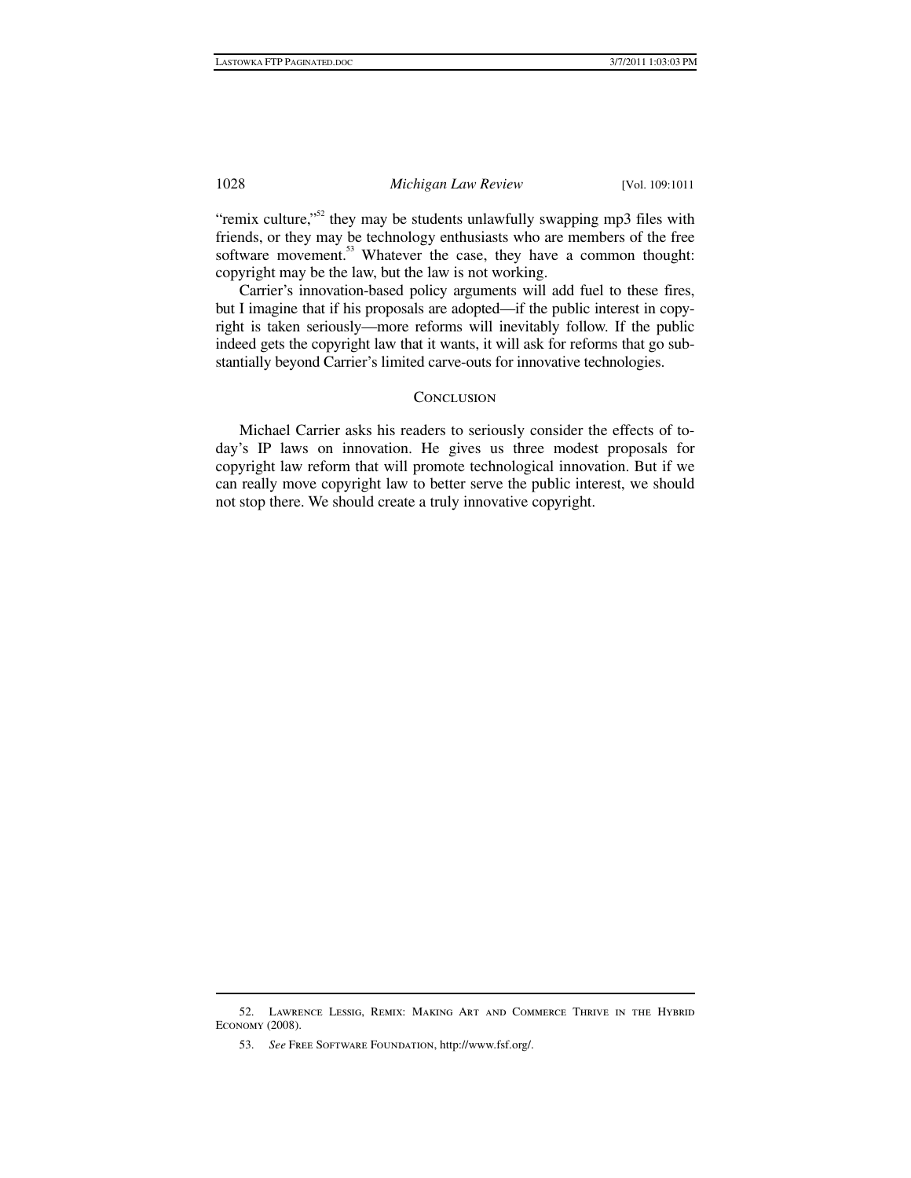"remix culture,"[52] they may be students unlawfully swapping mp3 files with friends, or they may be technology enthusiasts who are members of the free software movement.[53] Whatever the case, they have a common thought: copyright may be the law, but the law is not working.

Carrier's innovation-based policy arguments will add fuel to these fires, but I imagine that if his proposals are adopted—if the public interest in copyright is taken seriously—more reforms will inevitably follow. If the public indeed gets the copyright law that it wants, it will ask for reforms that go substantially beyond Carrier's limited carve-outs for innovative technologies.

## Conclusion

Michael Carrier asks his readers to seriously consider the effects of today's IP laws on innovation. He gives us three modest proposals for copyright law reform that will promote technological innovation. But if we can really move copyright law to better serve the public interest, we should not stop there. We should create a truly innovative copyright.

---

52. Lawrence Lessig, Remix: Making Art and Commerce Thrive in the Hybrid Economy (2008).

53. *See* Free Software Foundation, http://www.fsf.org/.